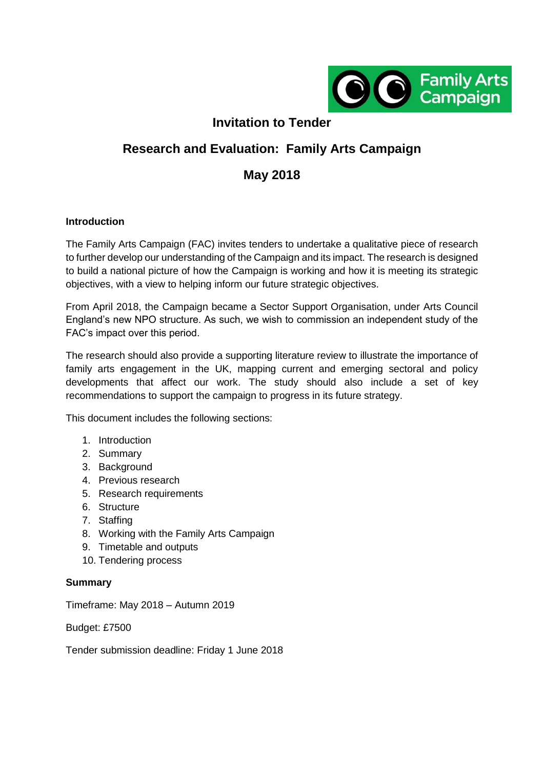# Invitation to Tender

## Research and Evaluation: Family Arts Campaign

## May 2018

**Introduction**

The Family Arts Campaign (FAC) invites tenders to undertake a qualitative piece of research to further develop our understanding of the Campaign and its impact. The research is designed to build a national picture of how the Campaign is working and how it is meeting its strategic objectives, with a view to helping inform our future strategic objectives.

From April 2018, the Campaign became a Sector Support Organisation, under Arts Council England's new NPO structure. As such, we wish to commission an independent study of the FAC's impact over this period.

The research should also provide a supporting literature review to illustrate the importance of family arts engagement in the UK, mapping current and emerging sectoral and policy developments that affect our work. The study should also include a set of key recommendations to support the campaign to progress in its future strategy.

This document includes the following sections:

1. Introduction
2. Summary
3. Background
4. Previous research
5. Research requirements
6. Structure
7. Staffing
8. Working with the Family Arts Campaign
9. Timetable and outputs
10. Tendering process

**Summary**

Timeframe: May 2018 – Autumn 2019

Budget: £7500

Tender submission deadline: Friday 1 June 2018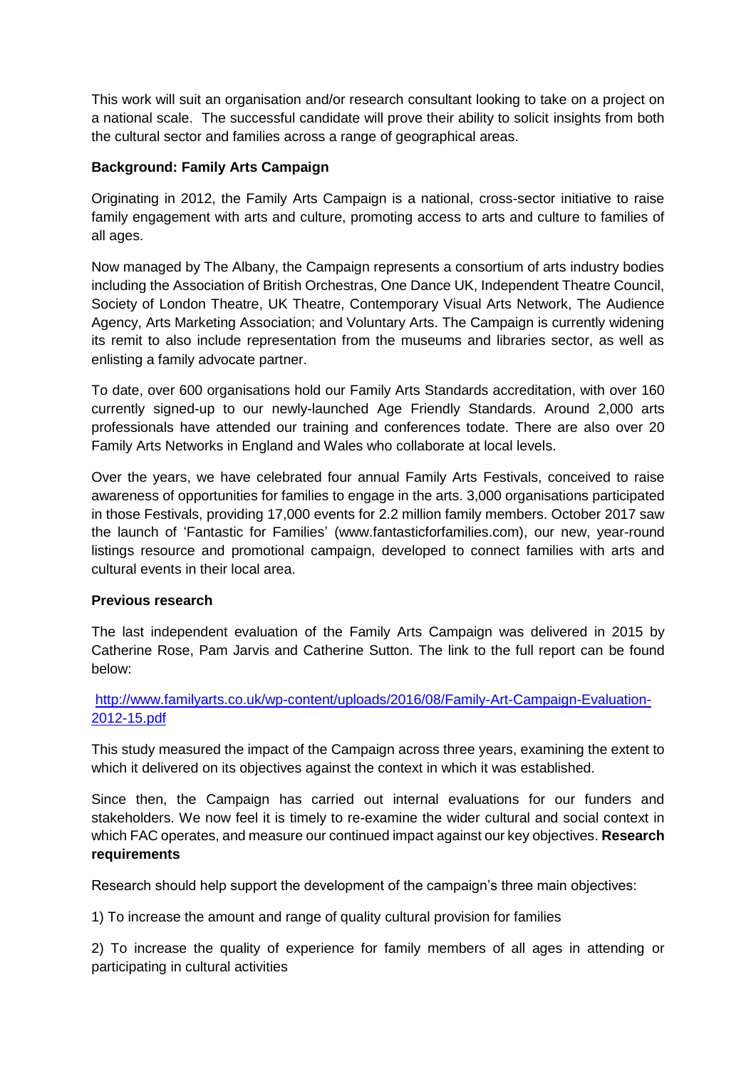This work will suit an organisation and/or research consultant looking to take on a project on a national scale. The successful candidate will prove their ability to solicit insights from both the cultural sector and families across a range of geographical areas.

**Background: Family Arts Campaign**

Originating in 2012, the Family Arts Campaign is a national, cross-sector initiative to raise family engagement with arts and culture, promoting access to arts and culture to families of all ages.

Now managed by The Albany, the Campaign represents a consortium of arts industry bodies including the Association of British Orchestras, One Dance UK, Independent Theatre Council, Society of London Theatre, UK Theatre, Contemporary Visual Arts Network, The Audience Agency, Arts Marketing Association; and Voluntary Arts. The Campaign is currently widening its remit to also include representation from the museums and libraries sector, as well as enlisting a family advocate partner.

To date, over 600 organisations hold our Family Arts Standards accreditation, with over 160 currently signed-up to our newly-launched Age Friendly Standards. Around 2,000 arts professionals have attended our training and conferences todate. There are also over 20 Family Arts Networks in England and Wales who collaborate at local levels.

Over the years, we have celebrated four annual Family Arts Festivals, conceived to raise awareness of opportunities for families to engage in the arts. 3,000 organisations participated in those Festivals, providing 17,000 events for 2.2 million family members. October 2017 saw the launch of 'Fantastic for Families' (www.fantasticforfamilies.com), our new, year-round listings resource and promotional campaign, developed to connect families with arts and cultural events in their local area.

**Previous research**

The last independent evaluation of the Family Arts Campaign was delivered in 2015 by Catherine Rose, Pam Jarvis and Catherine Sutton. The link to the full report can be found below:

[http://www.familyarts.co.uk/wp-content/uploads/2016/08/Family-Art-Campaign-Evaluation-2012-15.pdf](http://www.familyarts.co.uk/wp-content/uploads/2016/08/Family-Art-Campaign-Evaluation-2012-15.pdf)

This study measured the impact of the Campaign across three years, examining the extent to which it delivered on its objectives against the context in which it was established.

Since then, the Campaign has carried out internal evaluations for our funders and stakeholders. We now feel it is timely to re-examine the wider cultural and social context in which FAC operates, and measure our continued impact against our key objectives.

**Research requirements**

Research should help support the development of the campaign's three main objectives:

1) To increase the amount and range of quality cultural provision for families

2) To increase the quality of experience for family members of all ages in attending or participating in cultural activities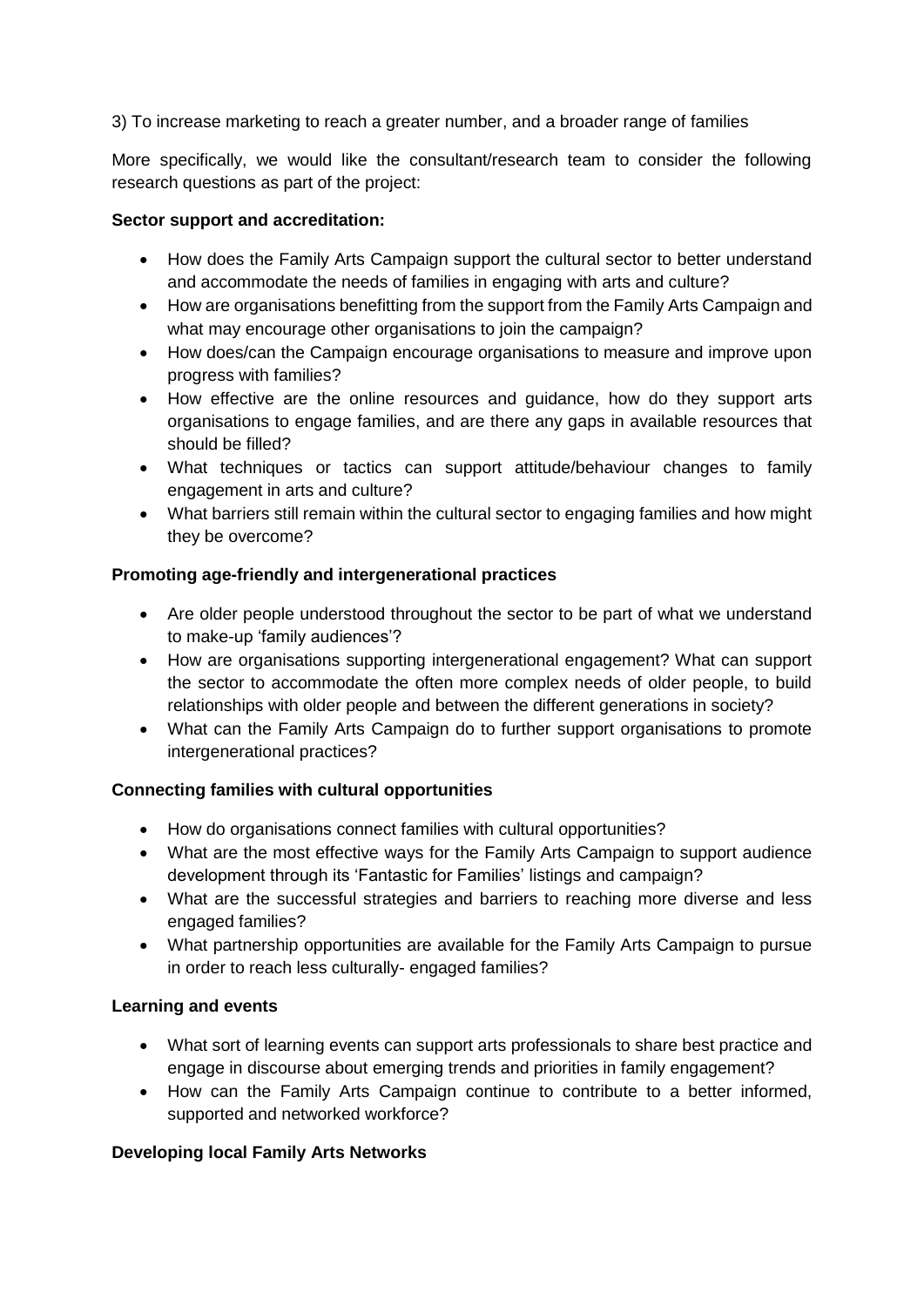3) To increase marketing to reach a greater number, and a broader range of families

More specifically, we would like the consultant/research team to consider the following research questions as part of the project:

**Sector support and accreditation:**

- How does the Family Arts Campaign support the cultural sector to better understand and accommodate the needs of families in engaging with arts and culture?
- How are organisations benefitting from the support from the Family Arts Campaign and what may encourage other organisations to join the campaign?
- How does/can the Campaign encourage organisations to measure and improve upon progress with families?
- How effective are the online resources and guidance, how do they support arts organisations to engage families, and are there any gaps in available resources that should be filled?
- What techniques or tactics can support attitude/behaviour changes to family engagement in arts and culture?
- What barriers still remain within the cultural sector to engaging families and how might they be overcome?

**Promoting age-friendly and intergenerational practices**

- Are older people understood throughout the sector to be part of what we understand to make-up 'family audiences'?
- How are organisations supporting intergenerational engagement? What can support the sector to accommodate the often more complex needs of older people, to build relationships with older people and between the different generations in society?
- What can the Family Arts Campaign do to further support organisations to promote intergenerational practices?

**Connecting families with cultural opportunities**

- How do organisations connect families with cultural opportunities?
- What are the most effective ways for the Family Arts Campaign to support audience development through its 'Fantastic for Families' listings and campaign?
- What are the successful strategies and barriers to reaching more diverse and less engaged families?
- What partnership opportunities are available for the Family Arts Campaign to pursue in order to reach less culturally- engaged families?

**Learning and events**

- What sort of learning events can support arts professionals to share best practice and engage in discourse about emerging trends and priorities in family engagement?
- How can the Family Arts Campaign continue to contribute to a better informed, supported and networked workforce?

**Developing local Family Arts Networks**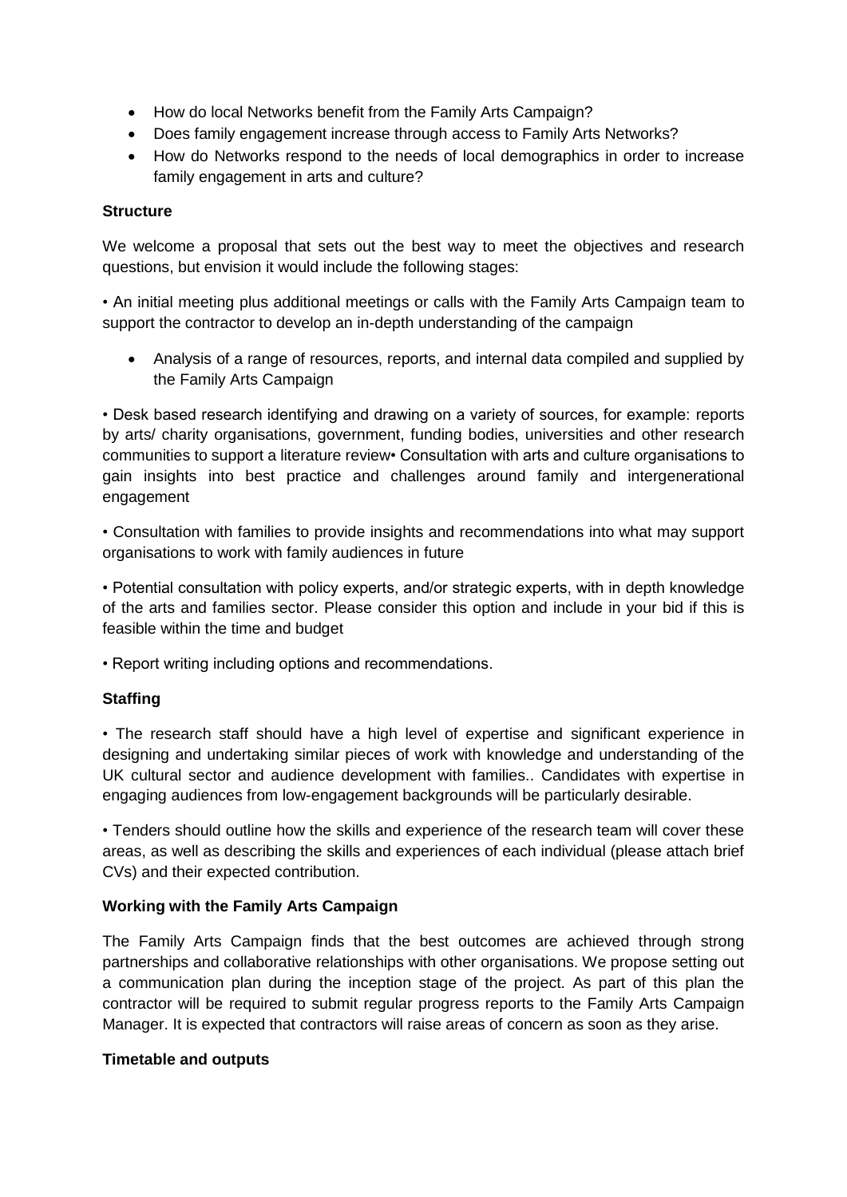- How do local Networks benefit from the Family Arts Campaign?
- Does family engagement increase through access to Family Arts Networks?
- How do Networks respond to the needs of local demographics in order to increase family engagement in arts and culture?

**Structure**

We welcome a proposal that sets out the best way to meet the objectives and research questions, but envision it would include the following stages:

• An initial meeting plus additional meetings or calls with the Family Arts Campaign team to support the contractor to develop an in-depth understanding of the campaign

- Analysis of a range of resources, reports, and internal data compiled and supplied by the Family Arts Campaign

• Desk based research identifying and drawing on a variety of sources, for example: reports by arts/ charity organisations, government, funding bodies, universities and other research communities to support a literature review• Consultation with arts and culture organisations to gain insights into best practice and challenges around family and intergenerational engagement

• Consultation with families to provide insights and recommendations into what may support organisations to work with family audiences in future

• Potential consultation with policy experts, and/or strategic experts, with in depth knowledge of the arts and families sector. Please consider this option and include in your bid if this is feasible within the time and budget

• Report writing including options and recommendations.

**Staffing**

• The research staff should have a high level of expertise and significant experience in designing and undertaking similar pieces of work with knowledge and understanding of the UK cultural sector and audience development with families.. Candidates with expertise in engaging audiences from low-engagement backgrounds will be particularly desirable.

• Tenders should outline how the skills and experience of the research team will cover these areas, as well as describing the skills and experiences of each individual (please attach brief CVs) and their expected contribution.

**Working with the Family Arts Campaign**

The Family Arts Campaign finds that the best outcomes are achieved through strong partnerships and collaborative relationships with other organisations. We propose setting out a communication plan during the inception stage of the project. As part of this plan the contractor will be required to submit regular progress reports to the Family Arts Campaign Manager. It is expected that contractors will raise areas of concern as soon as they arise.

**Timetable and outputs**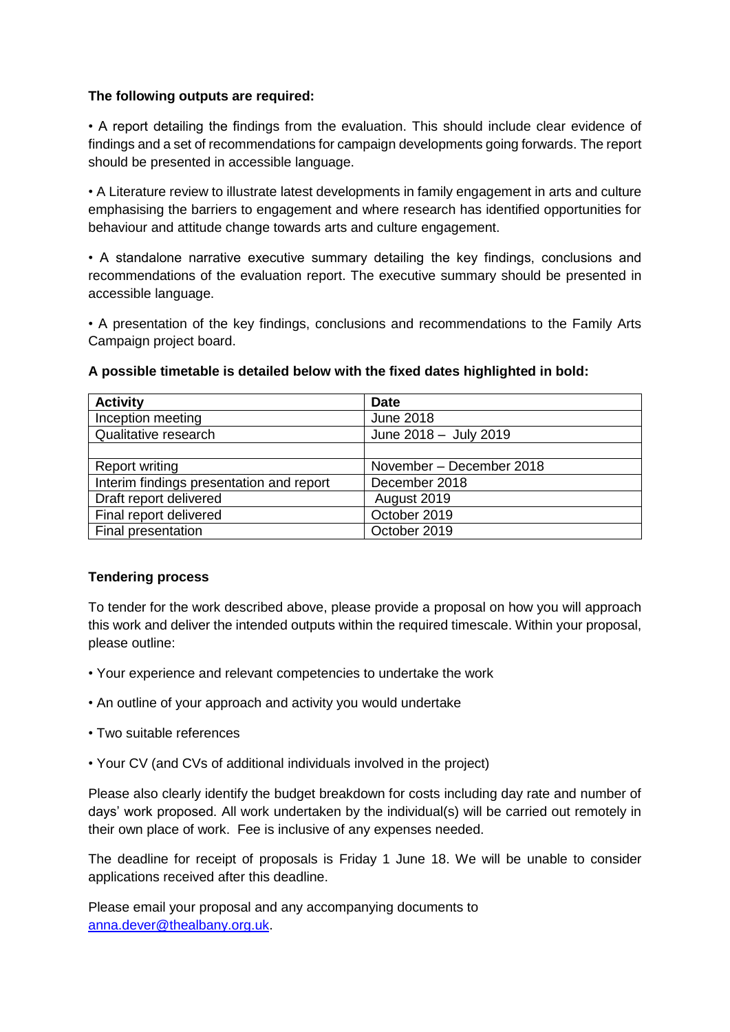**The following outputs are required:**

• A report detailing the findings from the evaluation. This should include clear evidence of findings and a set of recommendations for campaign developments going forwards. The report should be presented in accessible language.

• A Literature review to illustrate latest developments in family engagement in arts and culture emphasising the barriers to engagement and where research has identified opportunities for behaviour and attitude change towards arts and culture engagement.

• A standalone narrative executive summary detailing the key findings, conclusions and recommendations of the evaluation report. The executive summary should be presented in accessible language.

• A presentation of the key findings, conclusions and recommendations to the Family Arts Campaign project board.

**A possible timetable is detailed below with the fixed dates highlighted in bold:**

| Activity | Date |
|---|---|
| Inception meeting | June 2018 |
| Qualitative research | June 2018 – July 2019 |
| | |
| Report writing | November – December 2018 |
| Interim findings presentation and report | December 2018 |
| Draft report delivered | August 2019 |
| Final report delivered | October 2019 |
| Final presentation | October 2019 |

**Tendering process**

To tender for the work described above, please provide a proposal on how you will approach this work and deliver the intended outputs within the required timescale. Within your proposal, please outline:

• Your experience and relevant competencies to undertake the work

• An outline of your approach and activity you would undertake

• Two suitable references

• Your CV (and CVs of additional individuals involved in the project)

Please also clearly identify the budget breakdown for costs including day rate and number of days' work proposed. All work undertaken by the individual(s) will be carried out remotely in their own place of work. Fee is inclusive of any expenses needed.

The deadline for receipt of proposals is Friday 1 June 18. We will be unable to consider applications received after this deadline.

Please email your proposal and any accompanying documents to [anna.dever@thealbany.org.uk](mailto:anna.dever@thealbany.org.uk).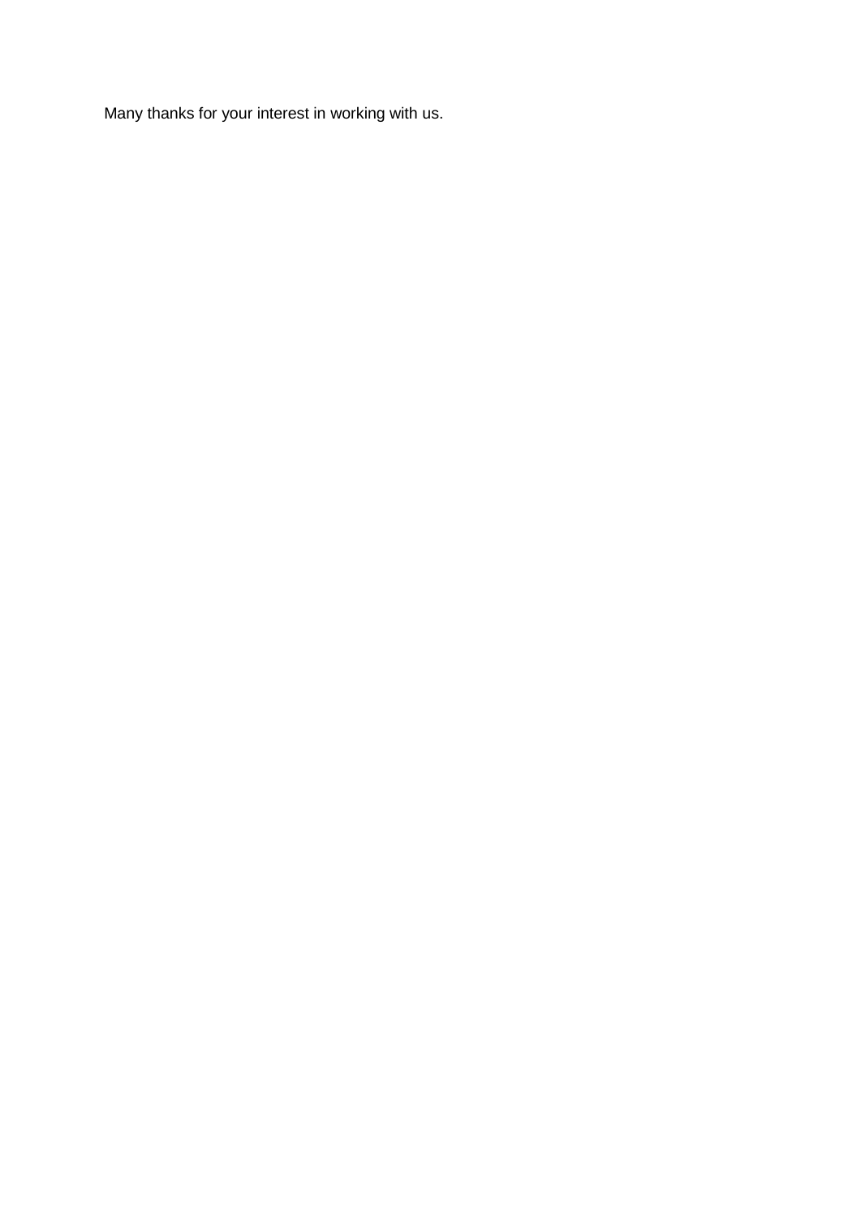Many thanks for your interest in working with us.